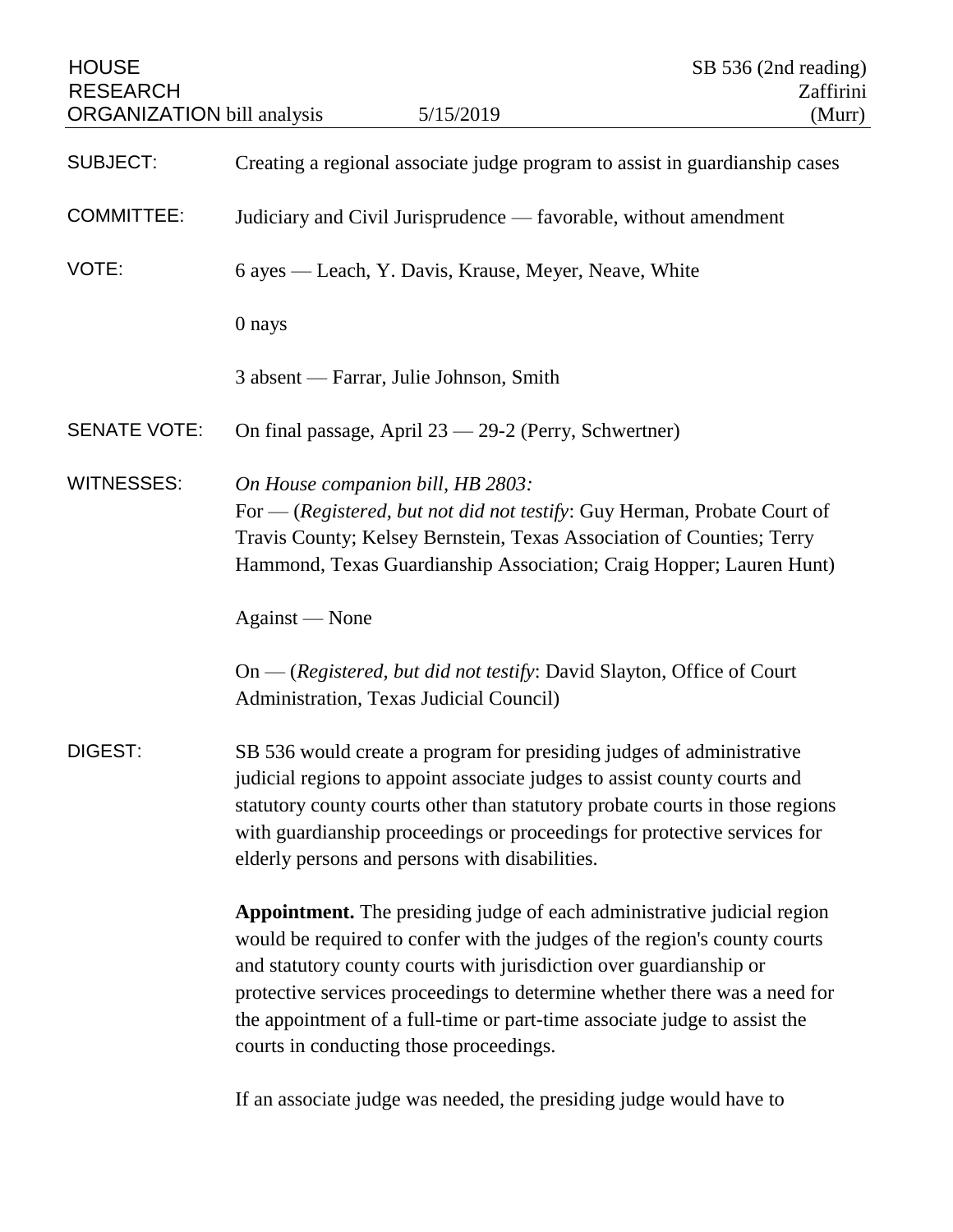HOUSE RESEARCH ORGANIZATION bill analysis — 5/15/2019 — SB 536 (2nd reading) Zaffirini (Murr)

| | |
|---|---|
| SUBJECT: | Creating a regional associate judge program to assist in guardianship cases |
| COMMITTEE: | Judiciary and Civil Jurisprudence — favorable, without amendment |
| VOTE: | 6 ayes — Leach, Y. Davis, Krause, Meyer, Neave, White |
| | 0 nays |
| | 3 absent — Farrar, Julie Johnson, Smith |
| SENATE VOTE: | On final passage, April 23 — 29-2 (Perry, Schwertner) |

WITNESSES:

*On House companion bill, HB 2803:*

For — (*Registered, but not did not testify*: Guy Herman, Probate Court of Travis County; Kelsey Bernstein, Texas Association of Counties; Terry Hammond, Texas Guardianship Association; Craig Hopper; Lauren Hunt)

Against — None

On — (*Registered, but did not testify*: David Slayton, Office of Court Administration, Texas Judicial Council)

DIGEST:

SB 536 would create a program for presiding judges of administrative judicial regions to appoint associate judges to assist county courts and statutory county courts other than statutory probate courts in those regions with guardianship proceedings or proceedings for protective services for elderly persons and persons with disabilities.

**Appointment.** The presiding judge of each administrative judicial region would be required to confer with the judges of the region's county courts and statutory county courts with jurisdiction over guardianship or protective services proceedings to determine whether there was a need for the appointment of a full-time or part-time associate judge to assist the courts in conducting those proceedings.

If an associate judge was needed, the presiding judge would have to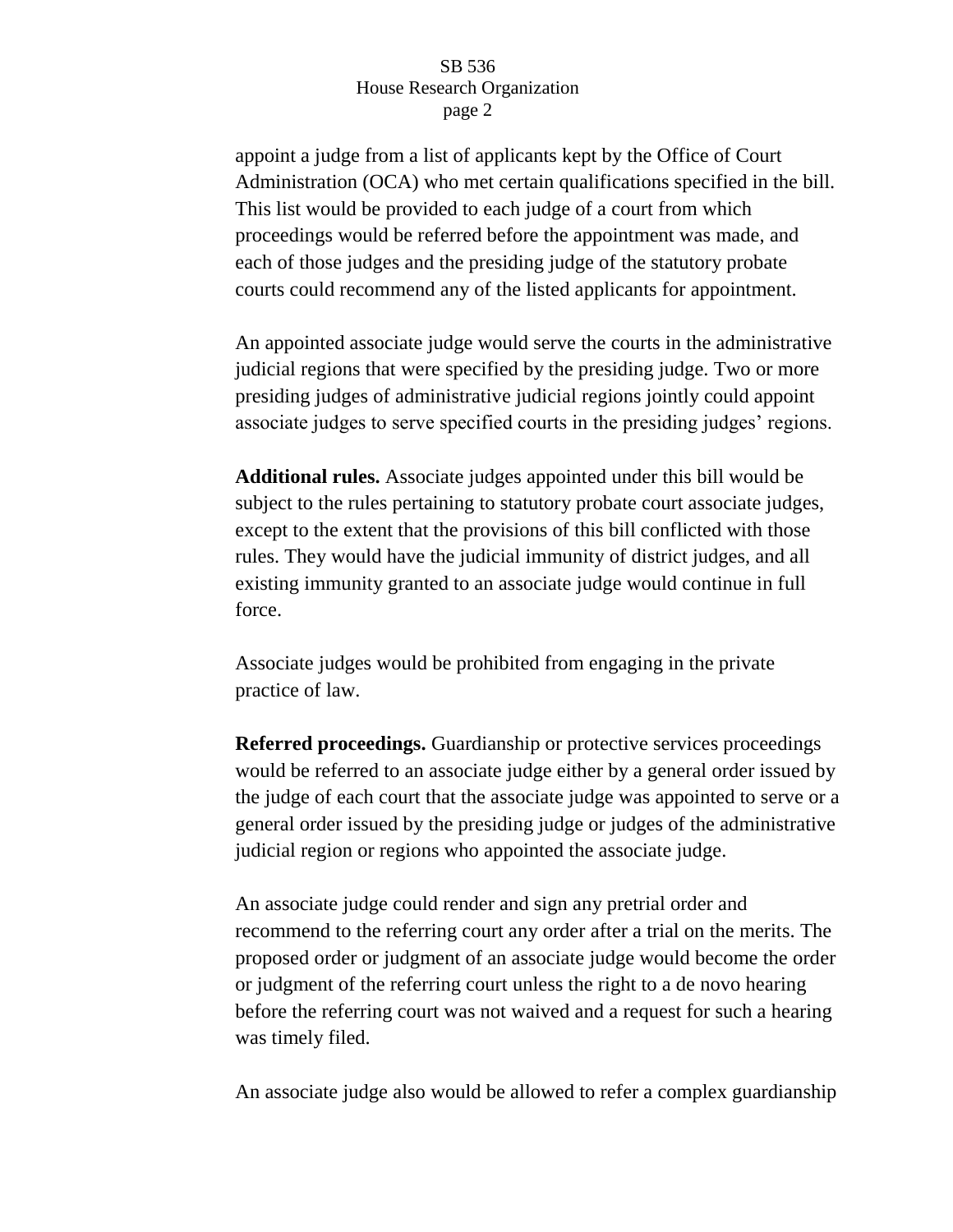appoint a judge from a list of applicants kept by the Office of Court Administration (OCA) who met certain qualifications specified in the bill. This list would be provided to each judge of a court from which proceedings would be referred before the appointment was made, and each of those judges and the presiding judge of the statutory probate courts could recommend any of the listed applicants for appointment.

An appointed associate judge would serve the courts in the administrative judicial regions that were specified by the presiding judge. Two or more presiding judges of administrative judicial regions jointly could appoint associate judges to serve specified courts in the presiding judges' regions.

**Additional rules.** Associate judges appointed under this bill would be subject to the rules pertaining to statutory probate court associate judges, except to the extent that the provisions of this bill conflicted with those rules. They would have the judicial immunity of district judges, and all existing immunity granted to an associate judge would continue in full force.

Associate judges would be prohibited from engaging in the private practice of law.

**Referred proceedings.** Guardianship or protective services proceedings would be referred to an associate judge either by a general order issued by the judge of each court that the associate judge was appointed to serve or a general order issued by the presiding judge or judges of the administrative judicial region or regions who appointed the associate judge.

An associate judge could render and sign any pretrial order and recommend to the referring court any order after a trial on the merits. The proposed order or judgment of an associate judge would become the order or judgment of the referring court unless the right to a de novo hearing before the referring court was not waived and a request for such a hearing was timely filed.

An associate judge also would be allowed to refer a complex guardianship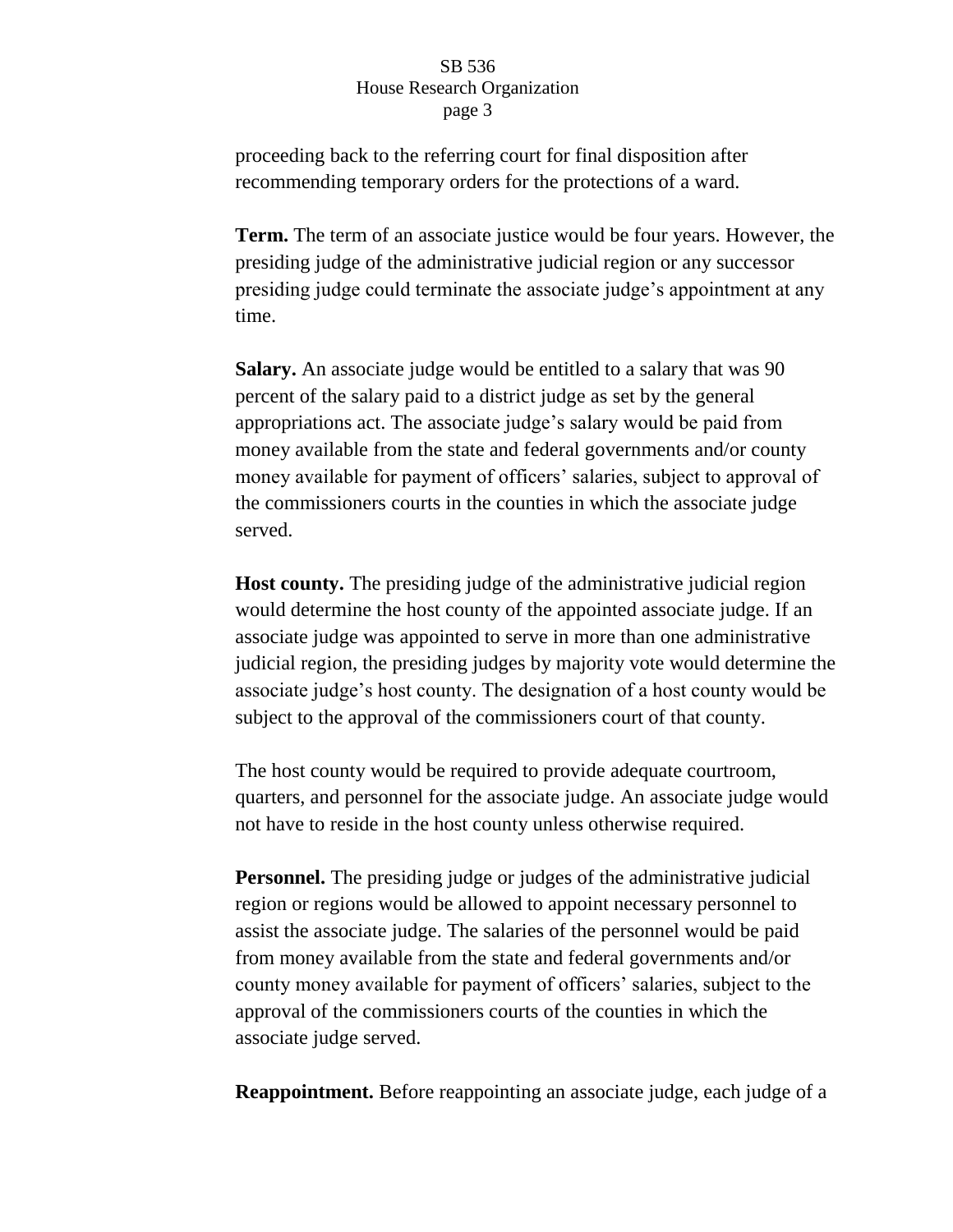proceeding back to the referring court for final disposition after recommending temporary orders for the protections of a ward.

**Term.** The term of an associate justice would be four years. However, the presiding judge of the administrative judicial region or any successor presiding judge could terminate the associate judge's appointment at any time.

**Salary.** An associate judge would be entitled to a salary that was 90 percent of the salary paid to a district judge as set by the general appropriations act. The associate judge's salary would be paid from money available from the state and federal governments and/or county money available for payment of officers' salaries, subject to approval of the commissioners courts in the counties in which the associate judge served.

**Host county.** The presiding judge of the administrative judicial region would determine the host county of the appointed associate judge. If an associate judge was appointed to serve in more than one administrative judicial region, the presiding judges by majority vote would determine the associate judge's host county. The designation of a host county would be subject to the approval of the commissioners court of that county.

The host county would be required to provide adequate courtroom, quarters, and personnel for the associate judge. An associate judge would not have to reside in the host county unless otherwise required.

**Personnel.** The presiding judge or judges of the administrative judicial region or regions would be allowed to appoint necessary personnel to assist the associate judge. The salaries of the personnel would be paid from money available from the state and federal governments and/or county money available for payment of officers' salaries, subject to the approval of the commissioners courts of the counties in which the associate judge served.

**Reappointment.** Before reappointing an associate judge, each judge of a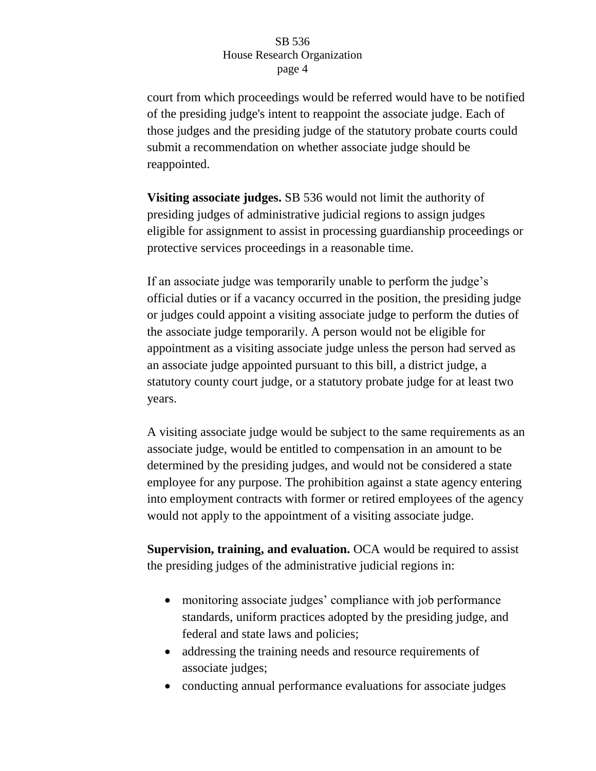court from which proceedings would be referred would have to be notified of the presiding judge's intent to reappoint the associate judge. Each of those judges and the presiding judge of the statutory probate courts could submit a recommendation on whether associate judge should be reappointed.

**Visiting associate judges.** SB 536 would not limit the authority of presiding judges of administrative judicial regions to assign judges eligible for assignment to assist in processing guardianship proceedings or protective services proceedings in a reasonable time.

If an associate judge was temporarily unable to perform the judge's official duties or if a vacancy occurred in the position, the presiding judge or judges could appoint a visiting associate judge to perform the duties of the associate judge temporarily. A person would not be eligible for appointment as a visiting associate judge unless the person had served as an associate judge appointed pursuant to this bill, a district judge, a statutory county court judge, or a statutory probate judge for at least two years.

A visiting associate judge would be subject to the same requirements as an associate judge, would be entitled to compensation in an amount to be determined by the presiding judges, and would not be considered a state employee for any purpose. The prohibition against a state agency entering into employment contracts with former or retired employees of the agency would not apply to the appointment of a visiting associate judge.

**Supervision, training, and evaluation.** OCA would be required to assist the presiding judges of the administrative judicial regions in:

- monitoring associate judges' compliance with job performance standards, uniform practices adopted by the presiding judge, and federal and state laws and policies;
- addressing the training needs and resource requirements of associate judges;
- conducting annual performance evaluations for associate judges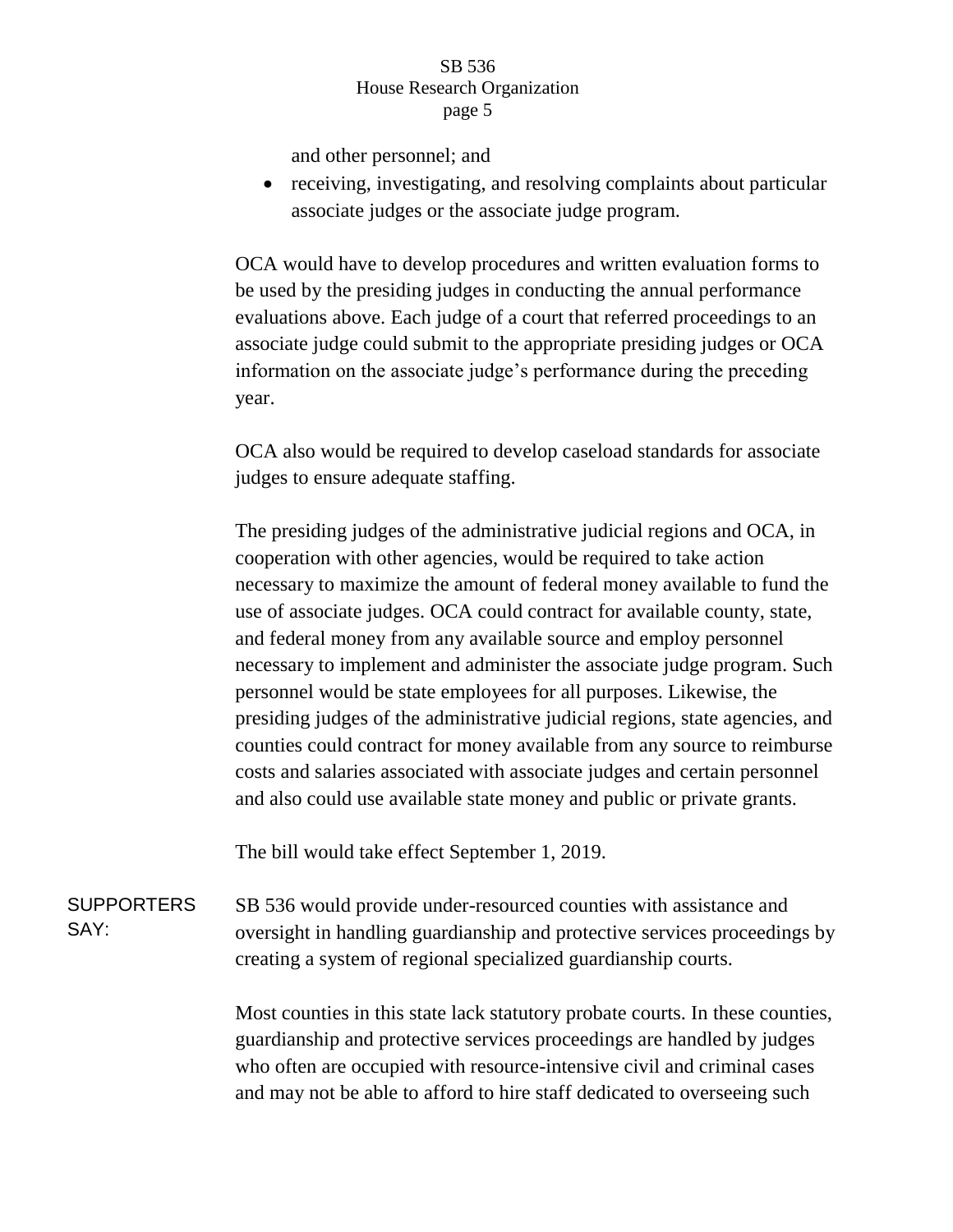and other personnel; and

- receiving, investigating, and resolving complaints about particular associate judges or the associate judge program.

OCA would have to develop procedures and written evaluation forms to be used by the presiding judges in conducting the annual performance evaluations above. Each judge of a court that referred proceedings to an associate judge could submit to the appropriate presiding judges or OCA information on the associate judge's performance during the preceding year.

OCA also would be required to develop caseload standards for associate judges to ensure adequate staffing.

The presiding judges of the administrative judicial regions and OCA, in cooperation with other agencies, would be required to take action necessary to maximize the amount of federal money available to fund the use of associate judges. OCA could contract for available county, state, and federal money from any available source and employ personnel necessary to implement and administer the associate judge program. Such personnel would be state employees for all purposes. Likewise, the presiding judges of the administrative judicial regions, state agencies, and counties could contract for money available from any source to reimburse costs and salaries associated with associate judges and certain personnel and also could use available state money and public or private grants.

The bill would take effect September 1, 2019.

**SUPPORTERS SAY:**

SB 536 would provide under-resourced counties with assistance and oversight in handling guardianship and protective services proceedings by creating a system of regional specialized guardianship courts.

Most counties in this state lack statutory probate courts. In these counties, guardianship and protective services proceedings are handled by judges who often are occupied with resource-intensive civil and criminal cases and may not be able to afford to hire staff dedicated to overseeing such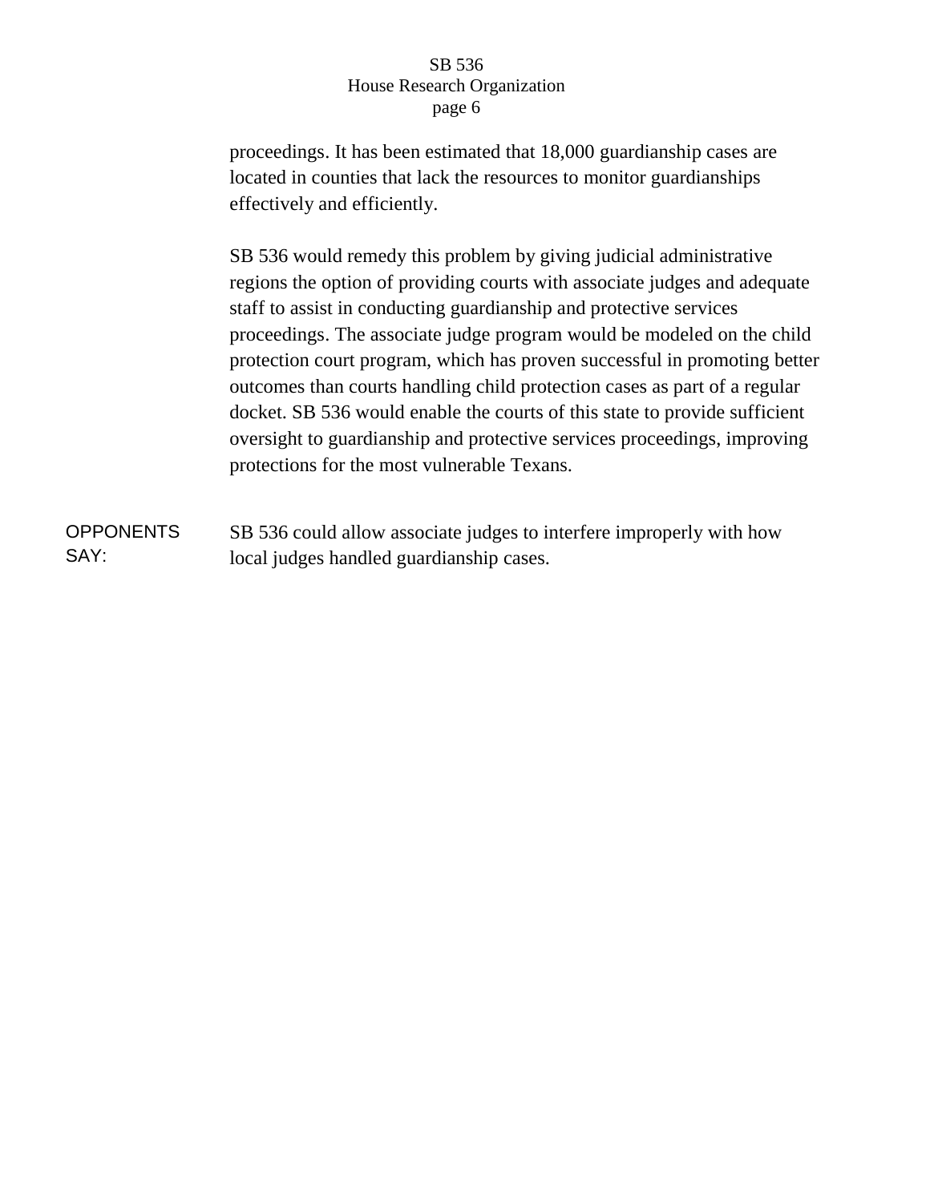proceedings. It has been estimated that 18,000 guardianship cases are located in counties that lack the resources to monitor guardianships effectively and efficiently.

SB 536 would remedy this problem by giving judicial administrative regions the option of providing courts with associate judges and adequate staff to assist in conducting guardianship and protective services proceedings. The associate judge program would be modeled on the child protection court program, which has proven successful in promoting better outcomes than courts handling child protection cases as part of a regular docket. SB 536 would enable the courts of this state to provide sufficient oversight to guardianship and protective services proceedings, improving protections for the most vulnerable Texans.

**OPPONENTS SAY:** SB 536 could allow associate judges to interfere improperly with how local judges handled guardianship cases.